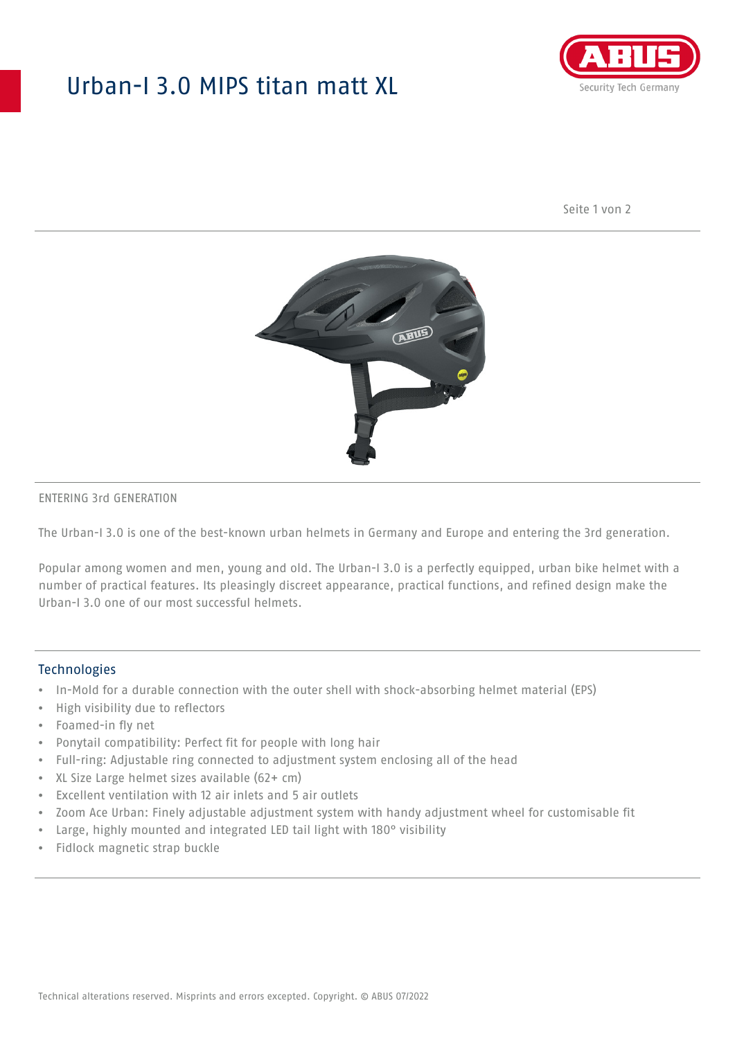# Urban-I 3.0 MIPS titan matt XL

ENTERING 3rd GENERATION

The Urban-I 3.0 is one of the best-known urban helmets in Germany and Europe and entering the 3rd generation.

Popular among women and men, young and old. The Urban-I 3.0 is a perfectly equipped, urban bike helmet with a number of practical features. Its pleasingly discreet appearance, practical functions, and refined design make the Urban-I 3.0 one of our most successful helmets.

## Technologies

- In-Mold for a durable connection with the outer shell with shock-absorbing helmet material (EPS)
- High visibility due to reflectors
- Foamed-in fly net
- Ponytail compatibility: Perfect fit for people with long hair
- Full-ring: Adjustable ring connected to adjustment system enclosing all of the head
- XL Size Large helmet sizes available (62+ cm)
- Excellent ventilation with 12 air inlets and 5 air outlets
- Zoom Ace Urban: Finely adjustable adjustment system with handy adjustment wheel for customisable fit
- Large, highly mounted and integrated LED tail light with 180° visibility
- Fidlock magnetic strap buckle

Technical alterations reserved. Misprints and errors excepted. Copyright. © ABUS 07/2022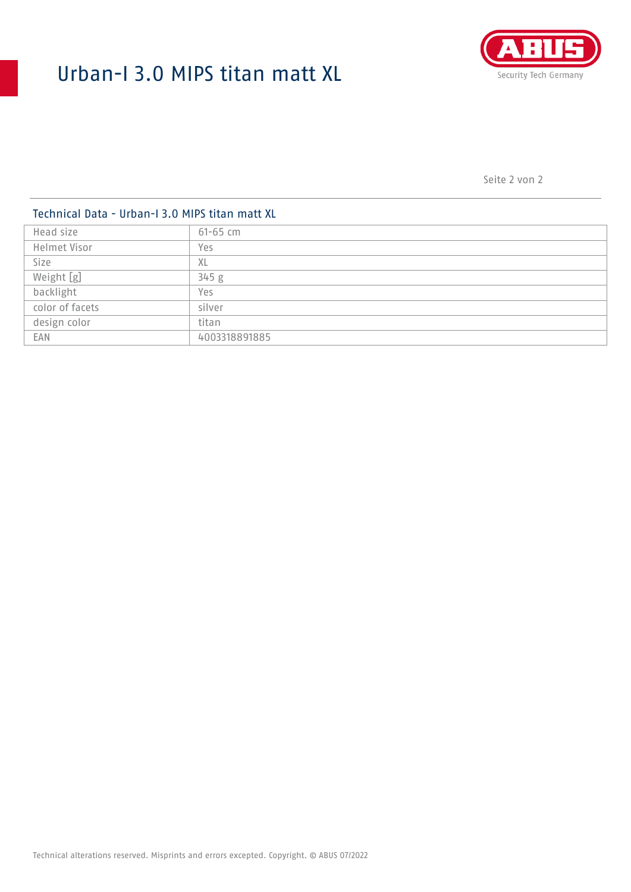# Urban-I 3.0 MIPS titan matt XL

## Technical Data - Urban-I 3.0 MIPS titan matt XL

| | |
|---|---|
| Head size | 61-65 cm |
| Helmet Visor | Yes |
| Size | XL |
| Weight [g] | 345 g |
| backlight | Yes |
| color of facets | silver |
| design color | titan |
| EAN | 4003318891885 |

Technical alterations reserved. Misprints and errors excepted. Copyright. © ABUS 07/2022